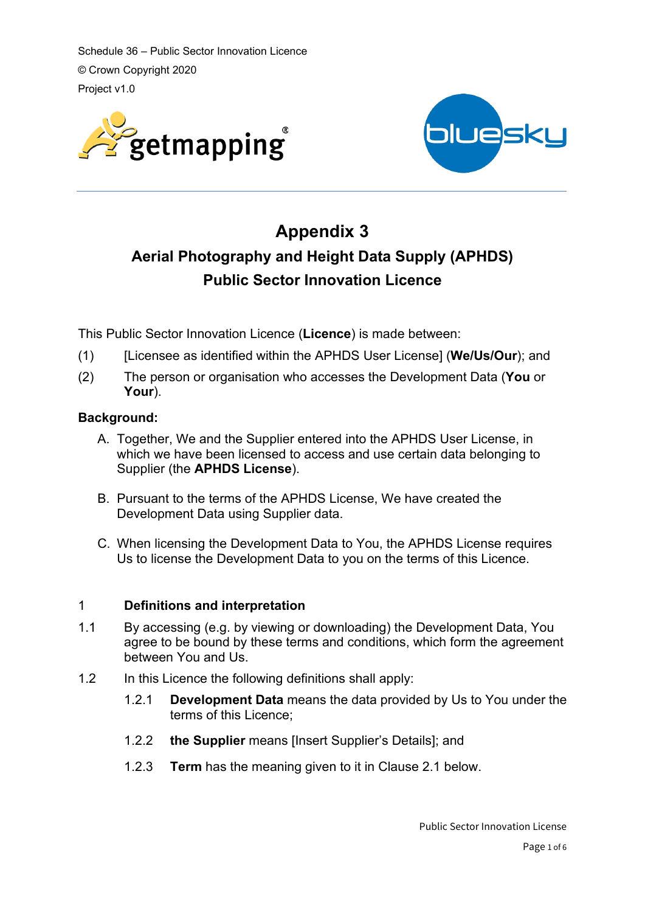Schedule 36 – Public Sector Innovation Licence

© Crown Copyright 2020

Project v1.0

getmapping®

bluesky

# Appendix 3

## Aerial Photography and Height Data Supply (APHDS) Public Sector Innovation Licence

This Public Sector Innovation Licence (**Licence**) is made between:

(1) [Licensee as identified within the APHDS User License] (**We/Us/Our**); and

(2) The person or organisation who accesses the Development Data (**You** or **Your**).

### Background:

A. Together, We and the Supplier entered into the APHDS User License, in which we have been licensed to access and use certain data belonging to Supplier (the **APHDS License**).

B. Pursuant to the terms of the APHDS License, We have created the Development Data using Supplier data.

C. When licensing the Development Data to You, the APHDS License requires Us to license the Development Data to you on the terms of this Licence.

### 1 Definitions and interpretation

1.1 By accessing (e.g. by viewing or downloading) the Development Data, You agree to be bound by these terms and conditions, which form the agreement between You and Us.

1.2 In this Licence the following definitions shall apply:

1.2.1 **Development Data** means the data provided by Us to You under the terms of this Licence;

1.2.2 **the Supplier** means [Insert Supplier's Details]; and

1.2.3 **Term** has the meaning given to it in Clause 2.1 below.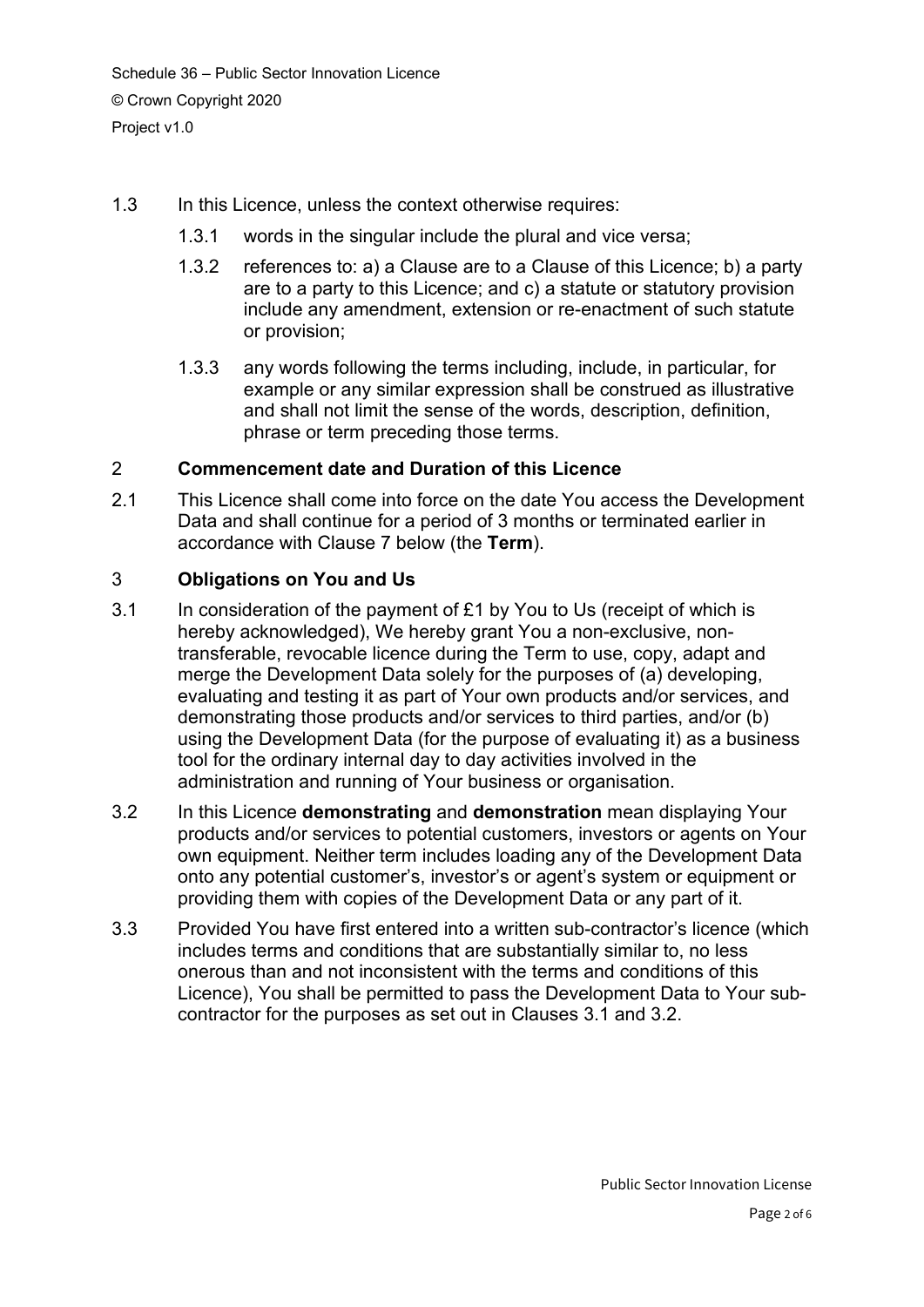1.3 In this Licence, unless the context otherwise requires:

1.3.1 words in the singular include the plural and vice versa;

1.3.2 references to: a) a Clause are to a Clause of this Licence; b) a party are to a party to this Licence; and c) a statute or statutory provision include any amendment, extension or re-enactment of such statute or provision;

1.3.3 any words following the terms including, include, in particular, for example or any similar expression shall be construed as illustrative and shall not limit the sense of the words, description, definition, phrase or term preceding those terms.

## 2 Commencement date and Duration of this Licence

2.1 This Licence shall come into force on the date You access the Development Data and shall continue for a period of 3 months or terminated earlier in accordance with Clause 7 below (the **Term**).

## 3 Obligations on You and Us

3.1 In consideration of the payment of £1 by You to Us (receipt of which is hereby acknowledged), We hereby grant You a non-exclusive, non-transferable, revocable licence during the Term to use, copy, adapt and merge the Development Data solely for the purposes of (a) developing, evaluating and testing it as part of Your own products and/or services, and demonstrating those products and/or services to third parties, and/or (b) using the Development Data (for the purpose of evaluating it) as a business tool for the ordinary internal day to day activities involved in the administration and running of Your business or organisation.

3.2 In this Licence **demonstrating** and **demonstration** mean displaying Your products and/or services to potential customers, investors or agents on Your own equipment. Neither term includes loading any of the Development Data onto any potential customer's, investor's or agent's system or equipment or providing them with copies of the Development Data or any part of it.

3.3 Provided You have first entered into a written sub-contractor's licence (which includes terms and conditions that are substantially similar to, no less onerous than and not inconsistent with the terms and conditions of this Licence), You shall be permitted to pass the Development Data to Your sub-contractor for the purposes as set out in Clauses 3.1 and 3.2.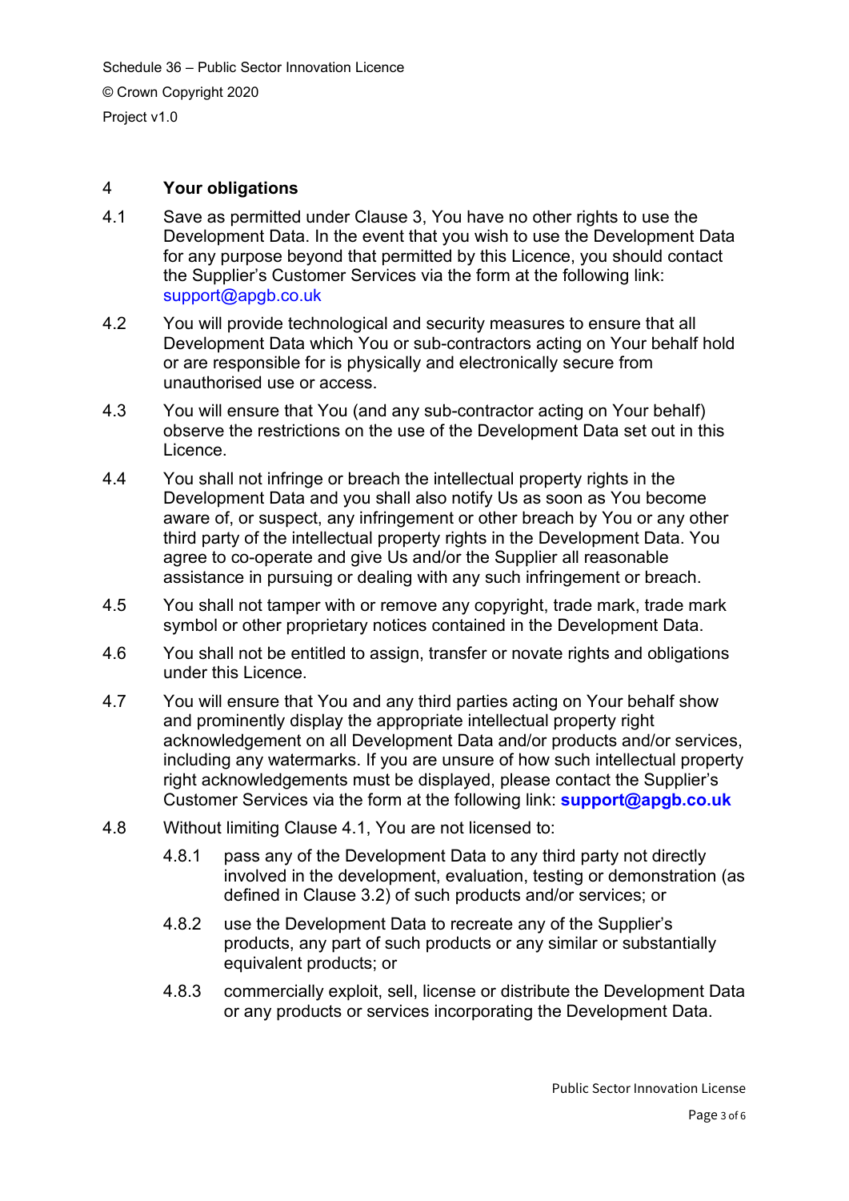## 4 Your obligations

4.1 Save as permitted under Clause 3, You have no other rights to use the Development Data. In the event that you wish to use the Development Data for any purpose beyond that permitted by this Licence, you should contact the Supplier's Customer Services via the form at the following link: support@apgb.co.uk

4.2 You will provide technological and security measures to ensure that all Development Data which You or sub-contractors acting on Your behalf hold or are responsible for is physically and electronically secure from unauthorised use or access.

4.3 You will ensure that You (and any sub-contractor acting on Your behalf) observe the restrictions on the use of the Development Data set out in this Licence.

4.4 You shall not infringe or breach the intellectual property rights in the Development Data and you shall also notify Us as soon as You become aware of, or suspect, any infringement or other breach by You or any other third party of the intellectual property rights in the Development Data. You agree to co-operate and give Us and/or the Supplier all reasonable assistance in pursuing or dealing with any such infringement or breach.

4.5 You shall not tamper with or remove any copyright, trade mark, trade mark symbol or other proprietary notices contained in the Development Data.

4.6 You shall not be entitled to assign, transfer or novate rights and obligations under this Licence.

4.7 You will ensure that You and any third parties acting on Your behalf show and prominently display the appropriate intellectual property right acknowledgement on all Development Data and/or products and/or services, including any watermarks. If you are unsure of how such intellectual property right acknowledgements must be displayed, please contact the Supplier's Customer Services via the form at the following link: **support@apgb.co.uk**

4.8 Without limiting Clause 4.1, You are not licensed to:

4.8.1 pass any of the Development Data to any third party not directly involved in the development, evaluation, testing or demonstration (as defined in Clause 3.2) of such products and/or services; or

4.8.2 use the Development Data to recreate any of the Supplier's products, any part of such products or any similar or substantially equivalent products; or

4.8.3 commercially exploit, sell, license or distribute the Development Data or any products or services incorporating the Development Data.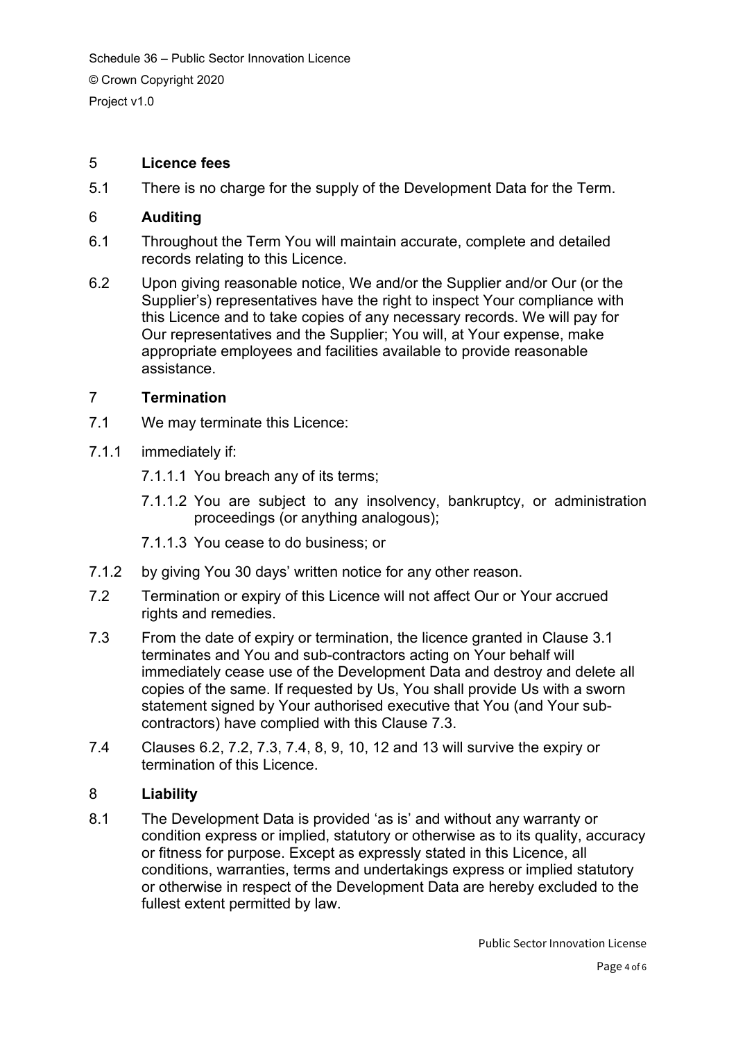## 5 Licence fees

5.1 There is no charge for the supply of the Development Data for the Term.

## 6 Auditing

6.1 Throughout the Term You will maintain accurate, complete and detailed records relating to this Licence.

6.2 Upon giving reasonable notice, We and/or the Supplier and/or Our (or the Supplier's) representatives have the right to inspect Your compliance with this Licence and to take copies of any necessary records. We will pay for Our representatives and the Supplier; You will, at Your expense, make appropriate employees and facilities available to provide reasonable assistance.

## 7 Termination

7.1 We may terminate this Licence:

7.1.1 immediately if:

7.1.1.1 You breach any of its terms;

7.1.1.2 You are subject to any insolvency, bankruptcy, or administration proceedings (or anything analogous);

7.1.1.3 You cease to do business; or

7.1.2 by giving You 30 days' written notice for any other reason.

7.2 Termination or expiry of this Licence will not affect Our or Your accrued rights and remedies.

7.3 From the date of expiry or termination, the licence granted in Clause 3.1 terminates and You and sub-contractors acting on Your behalf will immediately cease use of the Development Data and destroy and delete all copies of the same. If requested by Us, You shall provide Us with a sworn statement signed by Your authorised executive that You (and Your sub-contractors) have complied with this Clause 7.3.

7.4 Clauses 6.2, 7.2, 7.3, 7.4, 8, 9, 10, 12 and 13 will survive the expiry or termination of this Licence.

## 8 Liability

8.1 The Development Data is provided 'as is' and without any warranty or condition express or implied, statutory or otherwise as to its quality, accuracy or fitness for purpose. Except as expressly stated in this Licence, all conditions, warranties, terms and undertakings express or implied statutory or otherwise in respect of the Development Data are hereby excluded to the fullest extent permitted by law.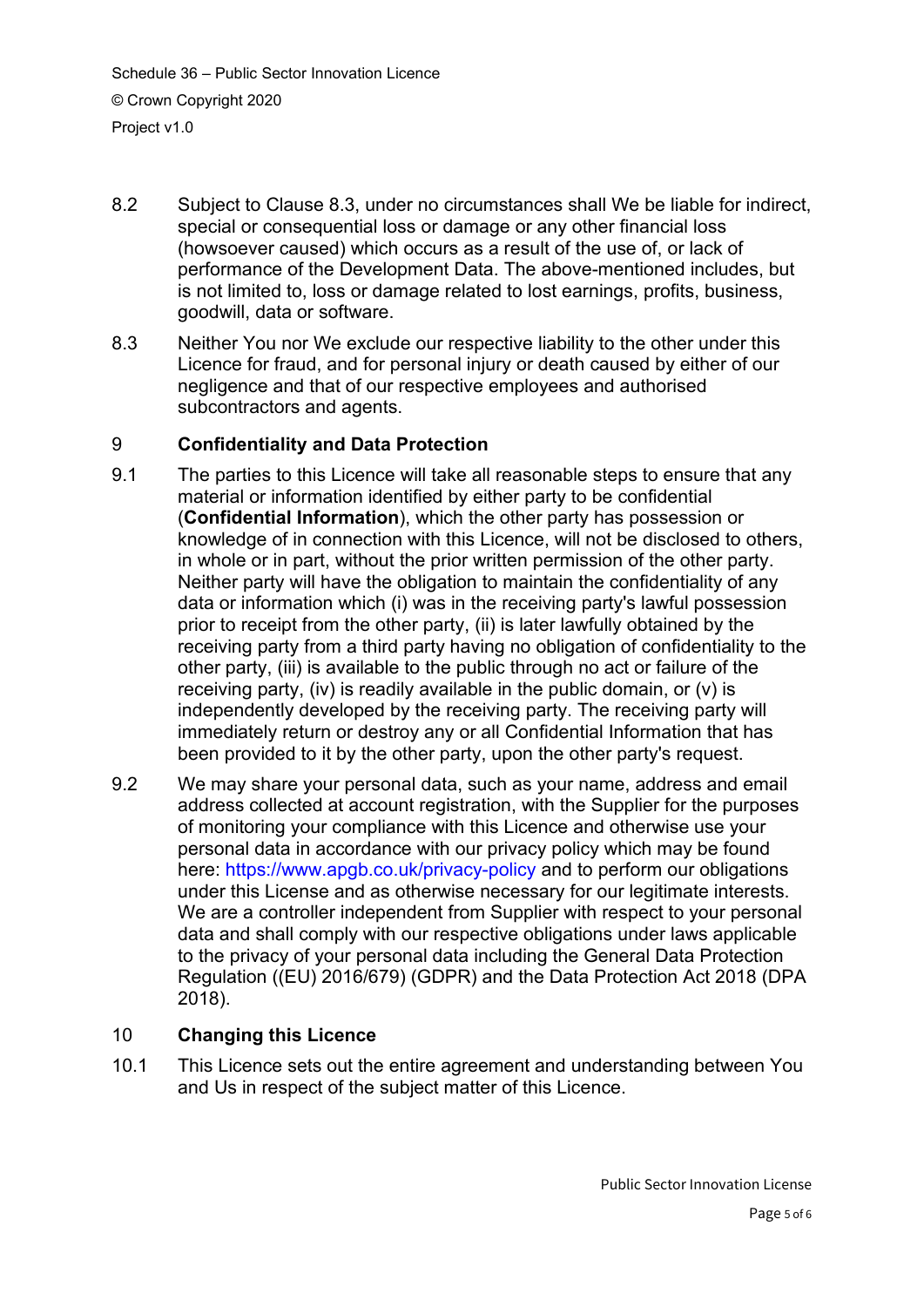8.2 Subject to Clause 8.3, under no circumstances shall We be liable for indirect, special or consequential loss or damage or any other financial loss (howsoever caused) which occurs as a result of the use of, or lack of performance of the Development Data. The above-mentioned includes, but is not limited to, loss or damage related to lost earnings, profits, business, goodwill, data or software.

8.3 Neither You nor We exclude our respective liability to the other under this Licence for fraud, and for personal injury or death caused by either of our negligence and that of our respective employees and authorised subcontractors and agents.

## 9 Confidentiality and Data Protection

9.1 The parties to this Licence will take all reasonable steps to ensure that any material or information identified by either party to be confidential (**Confidential Information**), which the other party has possession or knowledge of in connection with this Licence, will not be disclosed to others, in whole or in part, without the prior written permission of the other party. Neither party will have the obligation to maintain the confidentiality of any data or information which (i) was in the receiving party's lawful possession prior to receipt from the other party, (ii) is later lawfully obtained by the receiving party from a third party having no obligation of confidentiality to the other party, (iii) is available to the public through no act or failure of the receiving party, (iv) is readily available in the public domain, or (v) is independently developed by the receiving party. The receiving party will immediately return or destroy any or all Confidential Information that has been provided to it by the other party, upon the other party's request.

9.2 We may share your personal data, such as your name, address and email address collected at account registration, with the Supplier for the purposes of monitoring your compliance with this Licence and otherwise use your personal data in accordance with our privacy policy which may be found here: https://www.apgb.co.uk/privacy-policy and to perform our obligations under this License and as otherwise necessary for our legitimate interests. We are a controller independent from Supplier with respect to your personal data and shall comply with our respective obligations under laws applicable to the privacy of your personal data including the General Data Protection Regulation ((EU) 2016/679) (GDPR) and the Data Protection Act 2018 (DPA 2018).

## 10 Changing this Licence

10.1 This Licence sets out the entire agreement and understanding between You and Us in respect of the subject matter of this Licence.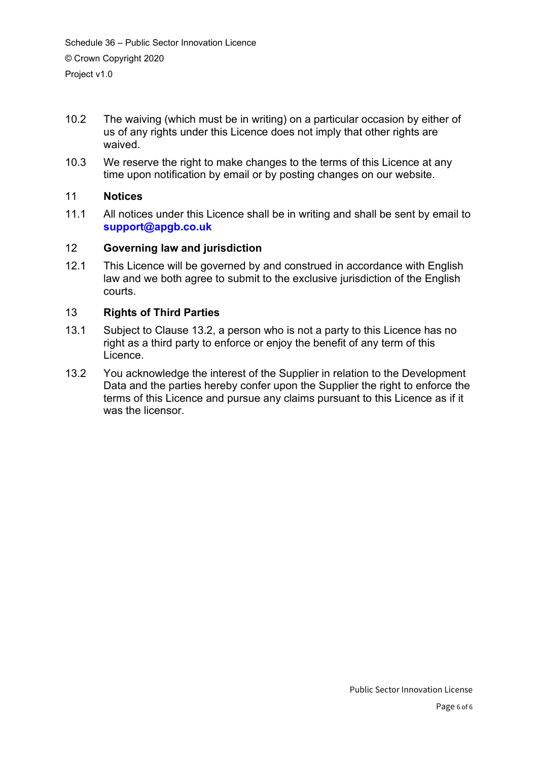10.2 The waiving (which must be in writing) on a particular occasion by either of us of any rights under this Licence does not imply that other rights are waived.

10.3 We reserve the right to make changes to the terms of this Licence at any time upon notification by email or by posting changes on our website.

## 11 Notices

11.1 All notices under this Licence shall be in writing and shall be sent by email to **support@apgb.co.uk**

## 12 Governing law and jurisdiction

12.1 This Licence will be governed by and construed in accordance with English law and we both agree to submit to the exclusive jurisdiction of the English courts.

## 13 Rights of Third Parties

13.1 Subject to Clause 13.2, a person who is not a party to this Licence has no right as a third party to enforce or enjoy the benefit of any term of this Licence.

13.2 You acknowledge the interest of the Supplier in relation to the Development Data and the parties hereby confer upon the Supplier the right to enforce the terms of this Licence and pursue any claims pursuant to this Licence as if it was the licensor.